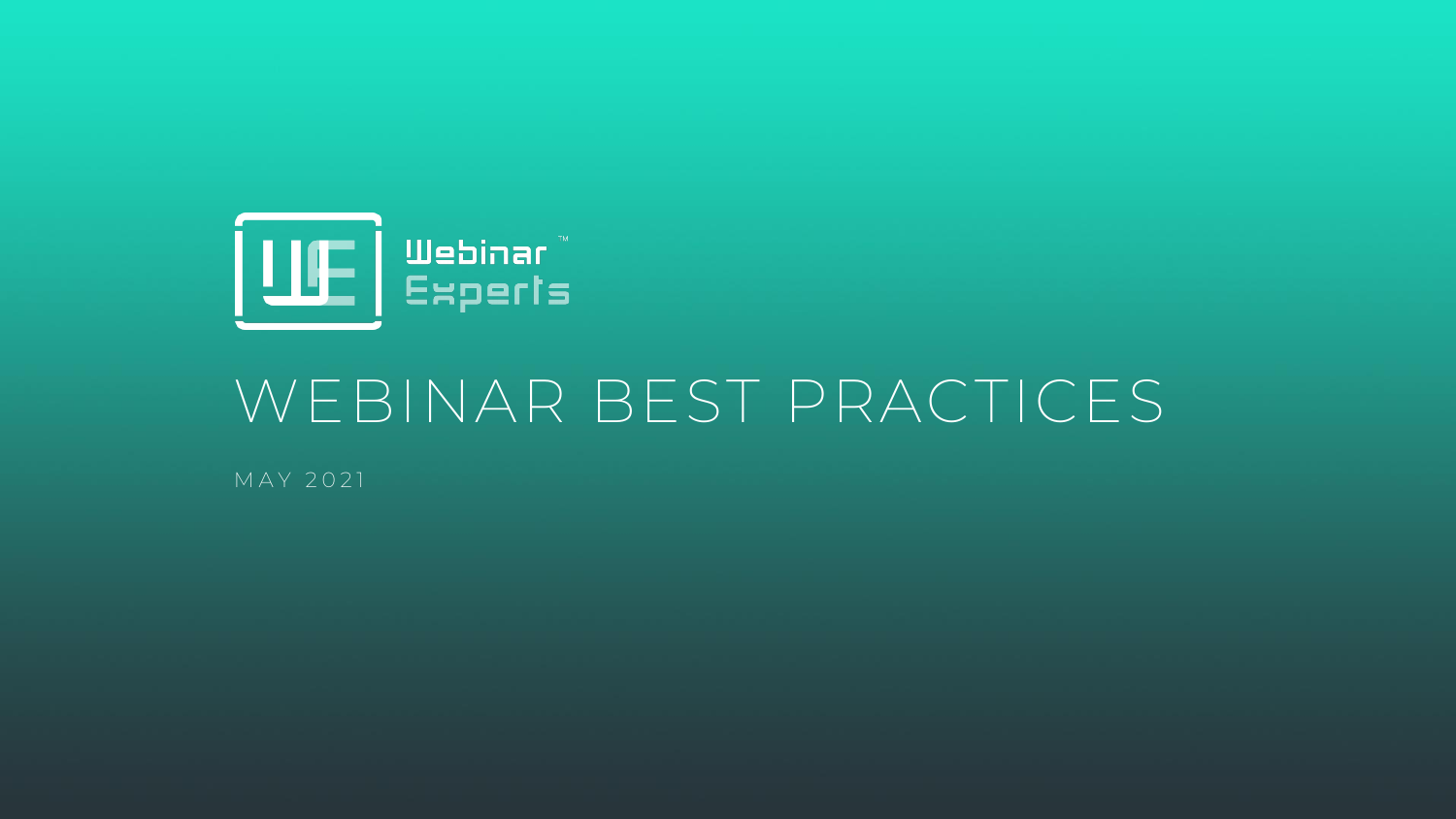Webinar™
Experts

# WEBINAR BEST PRACTICES

MAY 2021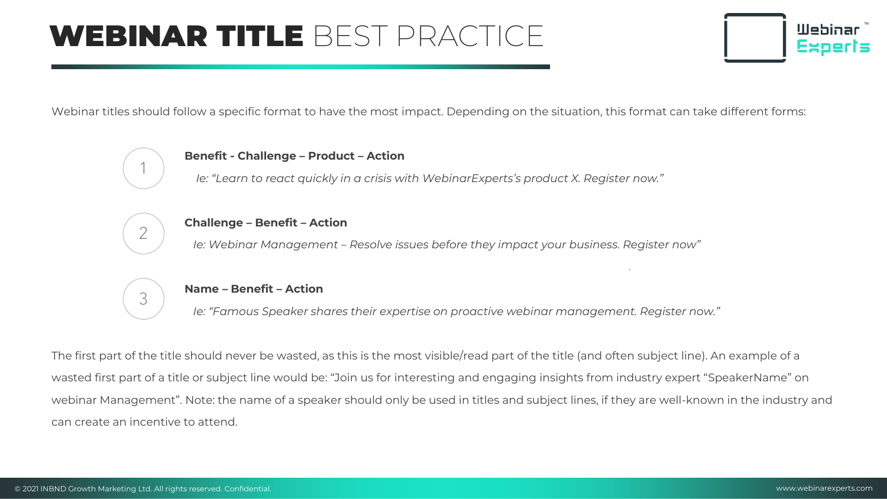# **WEBINAR TITLE** BEST PRACTICE

Webinar titles should follow a specific format to have the most impact. Depending on the situation, this format can take different forms:

1. **Benefit - Challenge – Product – Action**

   *Ie: “Learn to react quickly in a crisis with WebinarExperts’s product X. Register now.”*

2. **Challenge – Benefit – Action**

   *Ie: Webinar Management – Resolve issues before they impact your business. Register now”*

3. **Name – Benefit – Action**

   *Ie: “Famous Speaker shares their expertise on proactive webinar management. Register now.”*

The first part of the title should never be wasted, as this is the most visible/read part of the title (and often subject line). An example of a wasted first part of a title or subject line would be: “Join us for interesting and engaging insights from industry expert “SpeakerName” on webinar Management”. Note: the name of a speaker should only be used in titles and subject lines, if they are well-known in the industry and can create an incentive to attend.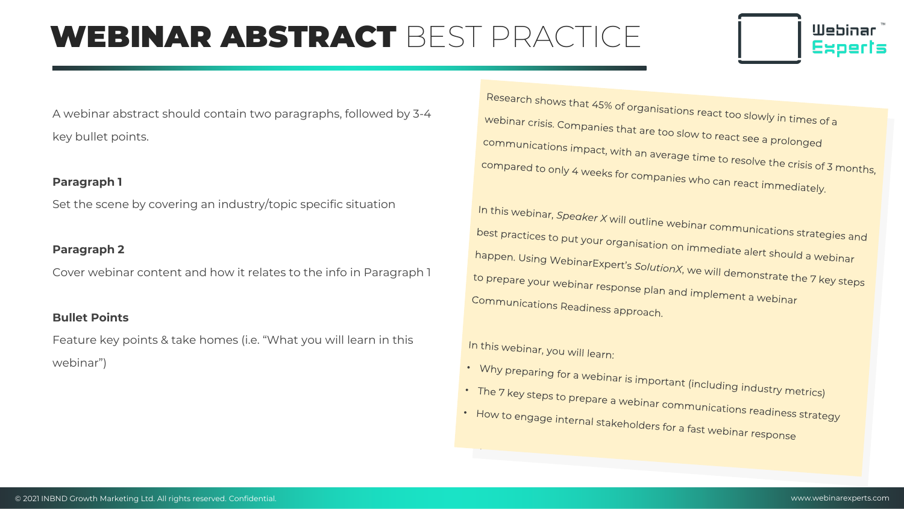# **WEBINAR ABSTRACT** BEST PRACTICE

A webinar abstract should contain two paragraphs, followed by 3-4 key bullet points.

**Paragraph 1**

Set the scene by covering an industry/topic specific situation

**Paragraph 2**

Cover webinar content and how it relates to the info in Paragraph 1

**Bullet Points**

Feature key points & take homes (i.e. "What you will learn in this webinar")

Research shows that 45% of organisations react too slowly in times of a webinar crisis. Companies that are too slow to react see a prolonged communications impact, with an average time to resolve the crisis of 3 months, compared to only 4 weeks for companies who can react immediately.

In this webinar, *Speaker X* will outline webinar communications strategies and best practices to put your organisation on immediate alert should a webinar happen. Using WebinarExpert's *SolutionX*, we will demonstrate the 7 key steps to prepare your webinar response plan and implement a webinar Communications Readiness approach.

In this webinar, you will learn:

- Why preparing for a webinar is important (including industry metrics)
- The 7 key steps to prepare a webinar communications readiness strategy
- How to engage internal stakeholders for a fast webinar response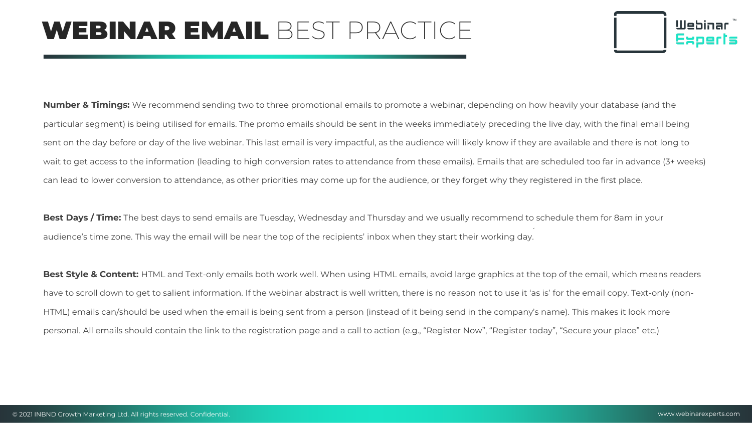# **WEBINAR EMAIL** BEST PRACTICE

**Number & Timings:** We recommend sending two to three promotional emails to promote a webinar, depending on how heavily your database (and the particular segment) is being utilised for emails. The promo emails should be sent in the weeks immediately preceding the live day, with the final email being sent on the day before or day of the live webinar. This last email is very impactful, as the audience will likely know if they are available and there is not long to wait to get access to the information (leading to high conversion rates to attendance from these emails). Emails that are scheduled too far in advance (3+ weeks) can lead to lower conversion to attendance, as other priorities may come up for the audience, or they forget why they registered in the first place.

**Best Days / Time:** The best days to send emails are Tuesday, Wednesday and Thursday and we usually recommend to schedule them for 8am in your audience's time zone. This way the email will be near the top of the recipients' inbox when they start their working day.

**Best Style & Content:** HTML and Text-only emails both work well. When using HTML emails, avoid large graphics at the top of the email, which means readers have to scroll down to get to salient information. If the webinar abstract is well written, there is no reason not to use it 'as is' for the email copy. Text-only (non-HTML) emails can/should be used when the email is being sent from a person (instead of it being send in the company's name). This makes it look more personal. All emails should contain the link to the registration page and a call to action (e.g., "Register Now", "Register today", "Secure your place" etc.)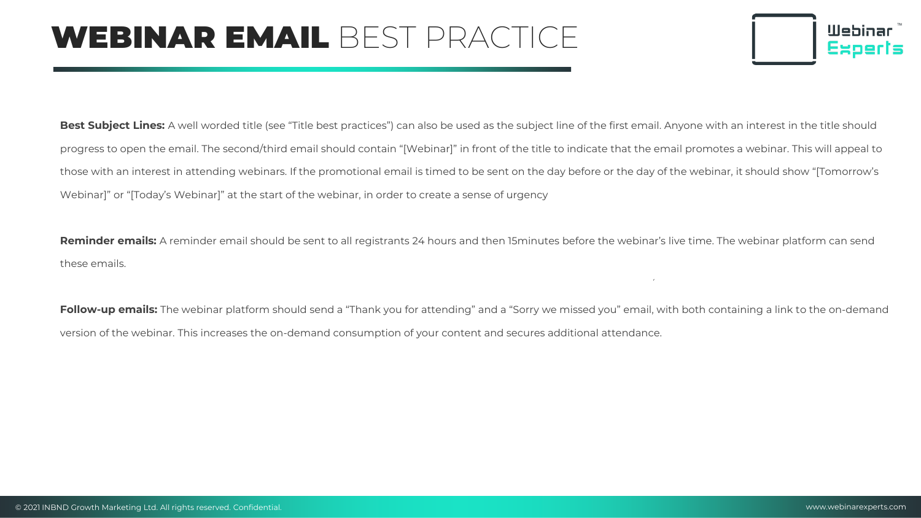# **WEBINAR EMAIL** BEST PRACTICE

**Best Subject Lines:** A well worded title (see "Title best practices") can also be used as the subject line of the first email. Anyone with an interest in the title should progress to open the email. The second/third email should contain "[Webinar]" in front of the title to indicate that the email promotes a webinar. This will appeal to those with an interest in attending webinars. If the promotional email is timed to be sent on the day before or the day of the webinar, it should show "[Tomorrow's Webinar]" or "[Today's Webinar]" at the start of the webinar, in order to create a sense of urgency

**Reminder emails:** A reminder email should be sent to all registrants 24 hours and then 15minutes before the webinar's live time. The webinar platform can send these emails.

**Follow-up emails:** The webinar platform should send a "Thank you for attending" and a "Sorry we missed you" email, with both containing a link to the on-demand version of the webinar. This increases the on-demand consumption of your content and secures additional attendance.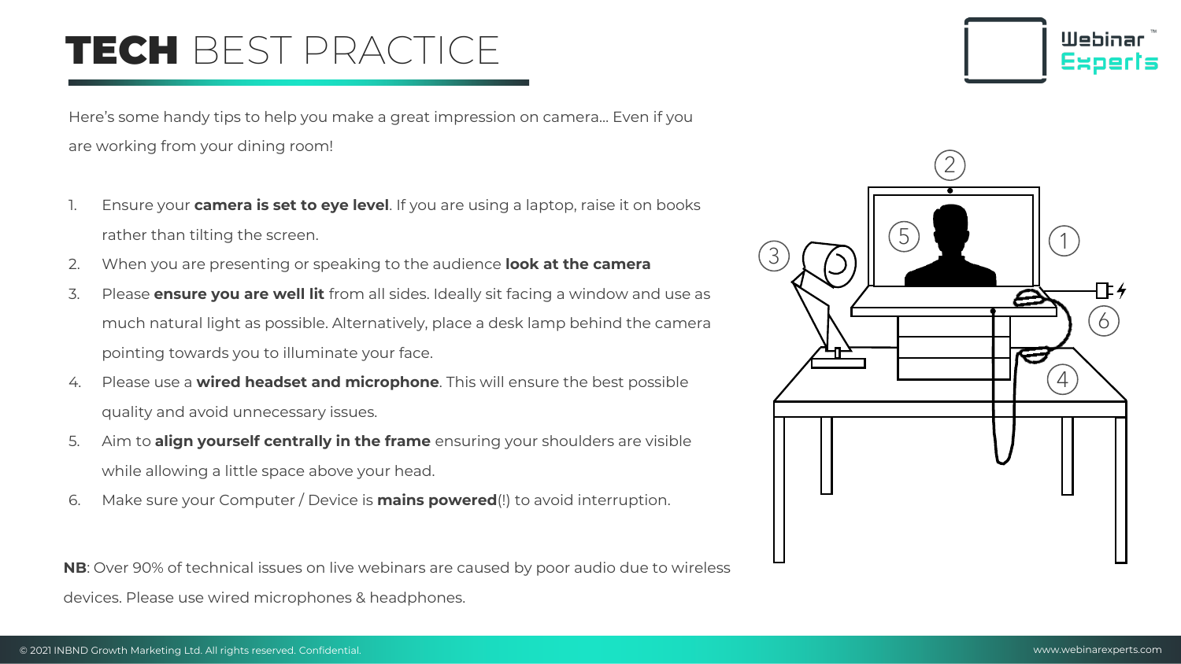# **TECH** BEST PRACTICE

Here's some handy tips to help you make a great impression on camera… Even if you are working from your dining room!

1. Ensure your **camera is set to eye level**. If you are using a laptop, raise it on books rather than tilting the screen.
2. When you are presenting or speaking to the audience **look at the camera**
3. Please **ensure you are well lit** from all sides. Ideally sit facing a window and use as much natural light as possible. Alternatively, place a desk lamp behind the camera pointing towards you to illuminate your face.
4. Please use a **wired headset and microphone**. This will ensure the best possible quality and avoid unnecessary issues.
5. Aim to **align yourself centrally in the frame** ensuring your shoulders are visible while allowing a little space above your head.
6. Make sure your Computer / Device is **mains powered**(!) to avoid interruption.

**NB**: Over 90% of technical issues on live webinars are caused by poor audio due to wireless devices. Please use wired microphones & headphones.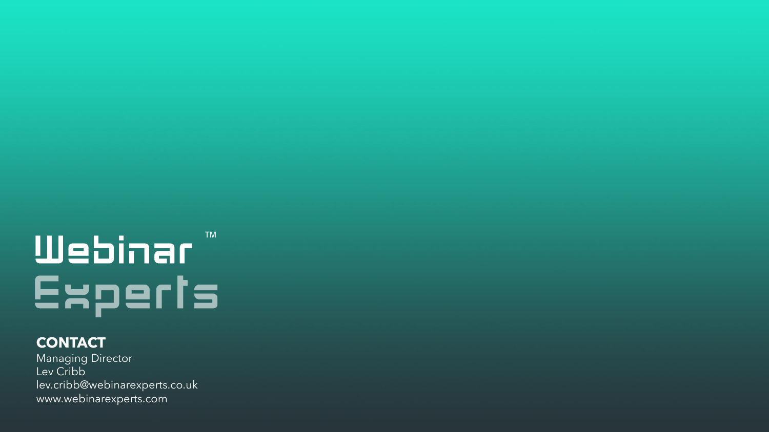Webinar™
Experts

**CONTACT**

Managing Director
Lev Cribb
lev.cribb@webinarexperts.co.uk
www.webinarexperts.com